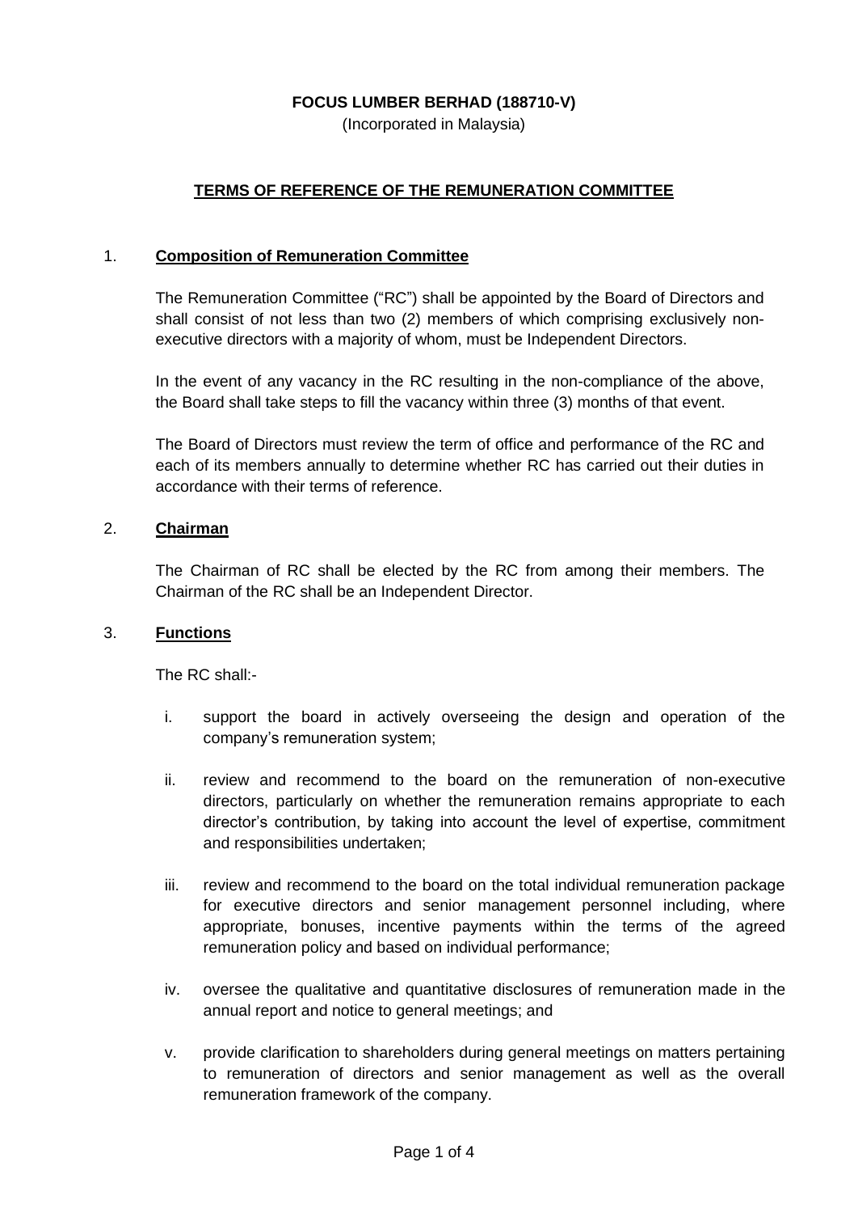**FOCUS LUMBER BERHAD (188710-V)**

(Incorporated in Malaysia)

# TERMS OF REFERENCE OF THE REMUNERATION COMMITTEE

## 1. Composition of Remuneration Committee

The Remuneration Committee ("RC") shall be appointed by the Board of Directors and shall consist of not less than two (2) members of which comprising exclusively non-executive directors with a majority of whom, must be Independent Directors.

In the event of any vacancy in the RC resulting in the non-compliance of the above, the Board shall take steps to fill the vacancy within three (3) months of that event.

The Board of Directors must review the term of office and performance of the RC and each of its members annually to determine whether RC has carried out their duties in accordance with their terms of reference.

## 2. Chairman

The Chairman of RC shall be elected by the RC from among their members. The Chairman of the RC shall be an Independent Director.

## 3. Functions

The RC shall:-

i. support the board in actively overseeing the design and operation of the company's remuneration system;

ii. review and recommend to the board on the remuneration of non-executive directors, particularly on whether the remuneration remains appropriate to each director's contribution, by taking into account the level of expertise, commitment and responsibilities undertaken;

iii. review and recommend to the board on the total individual remuneration package for executive directors and senior management personnel including, where appropriate, bonuses, incentive payments within the terms of the agreed remuneration policy and based on individual performance;

iv. oversee the qualitative and quantitative disclosures of remuneration made in the annual report and notice to general meetings; and

v. provide clarification to shareholders during general meetings on matters pertaining to remuneration of directors and senior management as well as the overall remuneration framework of the company.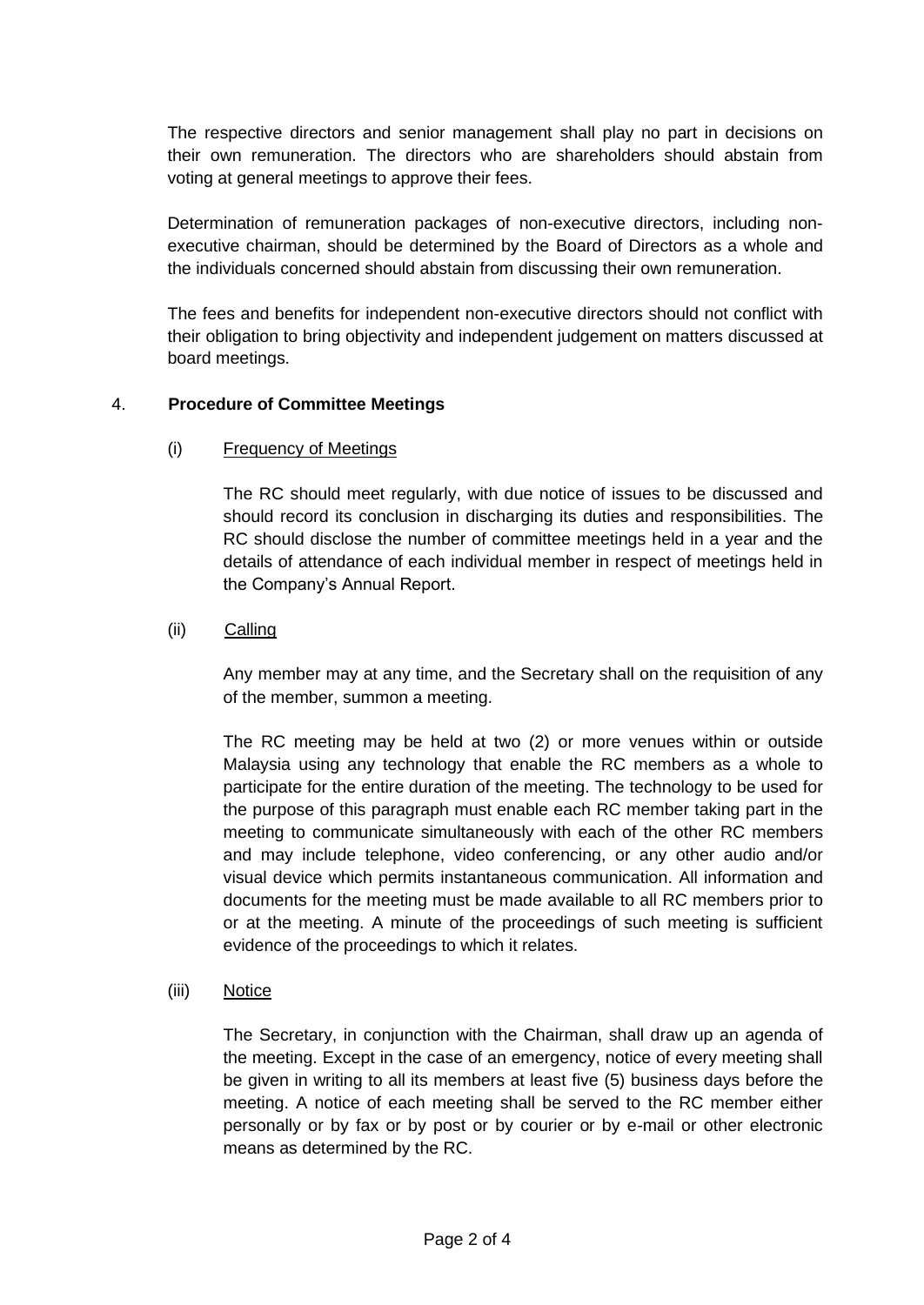The respective directors and senior management shall play no part in decisions on their own remuneration. The directors who are shareholders should abstain from voting at general meetings to approve their fees.

Determination of remuneration packages of non-executive directors, including non-executive chairman, should be determined by the Board of Directors as a whole and the individuals concerned should abstain from discussing their own remuneration.

The fees and benefits for independent non-executive directors should not conflict with their obligation to bring objectivity and independent judgement on matters discussed at board meetings.

## 4. **Procedure of Committee Meetings**

### (i) Frequency of Meetings

The RC should meet regularly, with due notice of issues to be discussed and should record its conclusion in discharging its duties and responsibilities. The RC should disclose the number of committee meetings held in a year and the details of attendance of each individual member in respect of meetings held in the Company's Annual Report.

### (ii) Calling

Any member may at any time, and the Secretary shall on the requisition of any of the member, summon a meeting.

The RC meeting may be held at two (2) or more venues within or outside Malaysia using any technology that enable the RC members as a whole to participate for the entire duration of the meeting. The technology to be used for the purpose of this paragraph must enable each RC member taking part in the meeting to communicate simultaneously with each of the other RC members and may include telephone, video conferencing, or any other audio and/or visual device which permits instantaneous communication. All information and documents for the meeting must be made available to all RC members prior to or at the meeting. A minute of the proceedings of such meeting is sufficient evidence of the proceedings to which it relates.

### (iii) Notice

The Secretary, in conjunction with the Chairman, shall draw up an agenda of the meeting. Except in the case of an emergency, notice of every meeting shall be given in writing to all its members at least five (5) business days before the meeting. A notice of each meeting shall be served to the RC member either personally or by fax or by post or by courier or by e-mail or other electronic means as determined by the RC.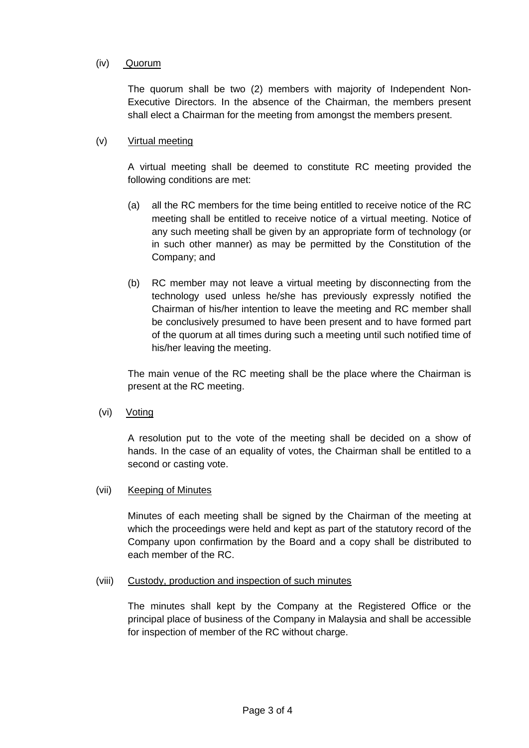(iv) Quorum

The quorum shall be two (2) members with majority of Independent Non-Executive Directors. In the absence of the Chairman, the members present shall elect a Chairman for the meeting from amongst the members present.

(v) Virtual meeting

A virtual meeting shall be deemed to constitute RC meeting provided the following conditions are met:

(a) all the RC members for the time being entitled to receive notice of the RC meeting shall be entitled to receive notice of a virtual meeting. Notice of any such meeting shall be given by an appropriate form of technology (or in such other manner) as may be permitted by the Constitution of the Company; and

(b) RC member may not leave a virtual meeting by disconnecting from the technology used unless he/she has previously expressly notified the Chairman of his/her intention to leave the meeting and RC member shall be conclusively presumed to have been present and to have formed part of the quorum at all times during such a meeting until such notified time of his/her leaving the meeting.

The main venue of the RC meeting shall be the place where the Chairman is present at the RC meeting.

(vi) Voting

A resolution put to the vote of the meeting shall be decided on a show of hands. In the case of an equality of votes, the Chairman shall be entitled to a second or casting vote.

(vii) Keeping of Minutes

Minutes of each meeting shall be signed by the Chairman of the meeting at which the proceedings were held and kept as part of the statutory record of the Company upon confirmation by the Board and a copy shall be distributed to each member of the RC.

(viii) Custody, production and inspection of such minutes

The minutes shall kept by the Company at the Registered Office or the principal place of business of the Company in Malaysia and shall be accessible for inspection of member of the RC without charge.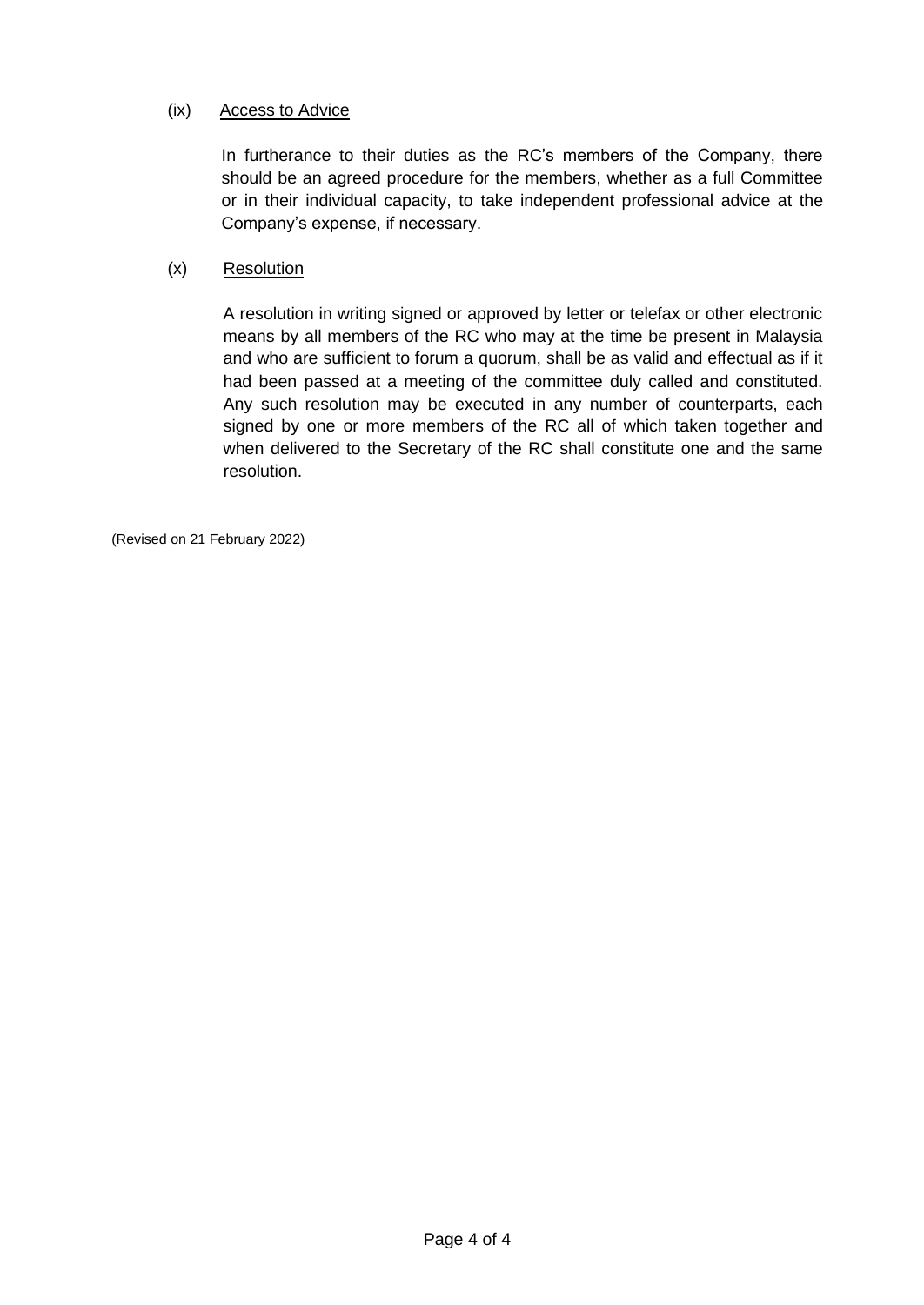(ix) <u>Access to Advice</u>

In furtherance to their duties as the RC's members of the Company, there should be an agreed procedure for the members, whether as a full Committee or in their individual capacity, to take independent professional advice at the Company's expense, if necessary.

(x) <u>Resolution</u>

A resolution in writing signed or approved by letter or telefax or other electronic means by all members of the RC who may at the time be present in Malaysia and who are sufficient to forum a quorum, shall be as valid and effectual as if it had been passed at a meeting of the committee duly called and constituted. Any such resolution may be executed in any number of counterparts, each signed by one or more members of the RC all of which taken together and when delivered to the Secretary of the RC shall constitute one and the same resolution.

(Revised on 21 February 2022)